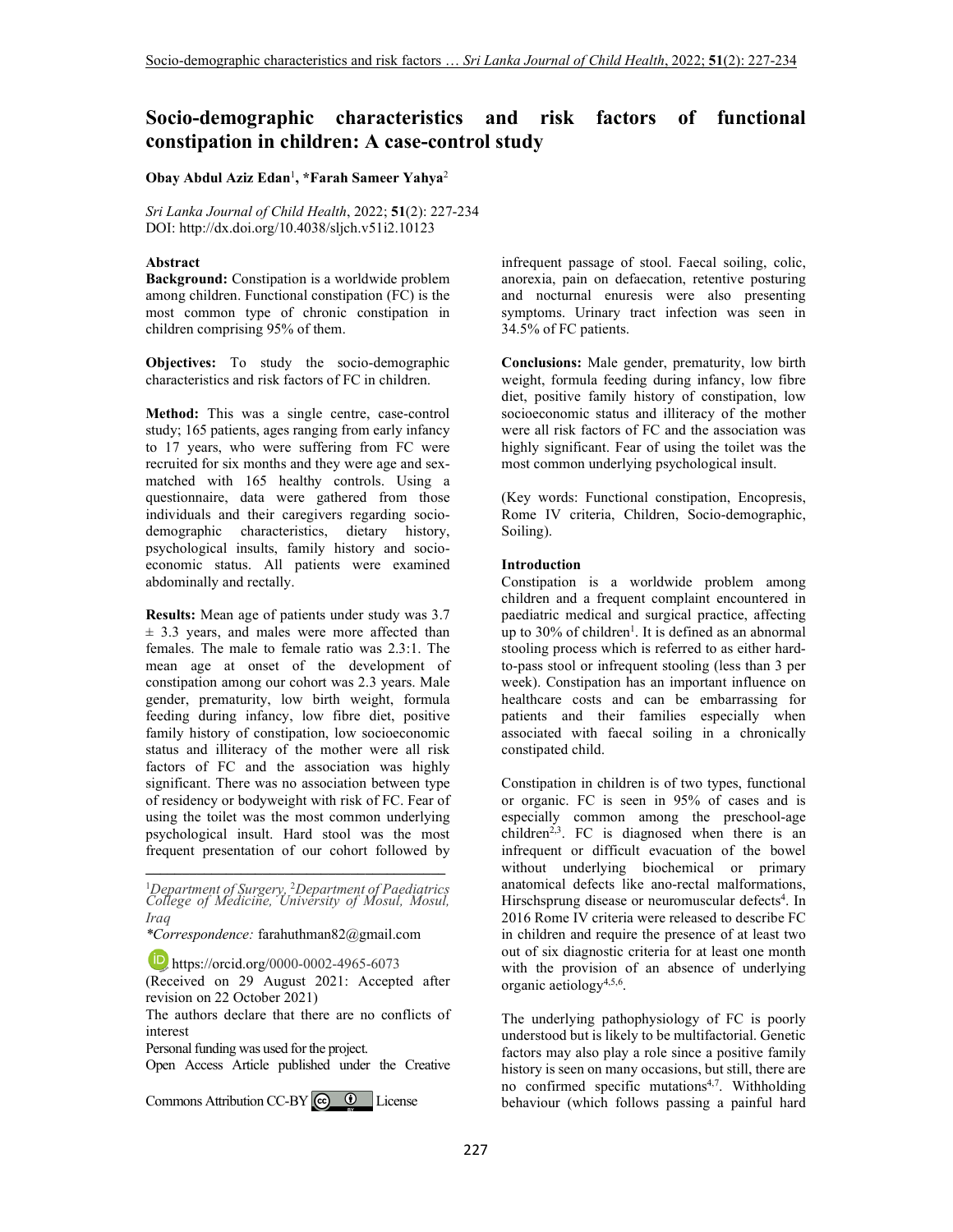# Socio-demographic characteristics and risk factors of functional constipation in children: A case-control study

**Obay Abdul Aziz Edan**[1], **\*Farah Sameer Yahya**[2]

*Sri Lanka Journal of Child Health*, 2022; **51**(2): 227-234
DOI: http://dx.doi.org/10.4038/sljch.v51i2.10123

### Abstract

**Background:** Constipation is a worldwide problem among children. Functional constipation (FC) is the most common type of chronic constipation in children comprising 95% of them.

**Objectives:** To study the socio-demographic characteristics and risk factors of FC in children.

**Method:** This was a single centre, case-control study; 165 patients, ages ranging from early infancy to 17 years, who were suffering from FC were recruited for six months and they were age and sex-matched with 165 healthy controls. Using a questionnaire, data were gathered from those individuals and their caregivers regarding socio-demographic characteristics, dietary history, psychological insults, family history and socio-economic status. All patients were examined abdominally and rectally.

**Results:** Mean age of patients under study was 3.7 ± 3.3 years, and males were more affected than females. The male to female ratio was 2.3:1. The mean age at onset of the development of constipation among our cohort was 2.3 years. Male gender, prematurity, low birth weight, formula feeding during infancy, low fibre diet, positive family history of constipation, low socioeconomic status and illiteracy of the mother were all risk factors of FC and the association was highly significant. There was no association between type of residency or bodyweight with risk of FC. Fear of using the toilet was the most common underlying psychological insult. Hard stool was the most frequent presentation of our cohort followed by infrequent passage of stool. Faecal soiling, colic, anorexia, pain on defaecation, retentive posturing and nocturnal enuresis were also presenting symptoms. Urinary tract infection was seen in 34.5% of FC patients.

**Conclusions:** Male gender, prematurity, low birth weight, formula feeding during infancy, low fibre diet, positive family history of constipation, low socioeconomic status and illiteracy of the mother were all risk factors of FC and the association was highly significant. Fear of using the toilet was the most common underlying psychological insult.

(Key words: Functional constipation, Encopresis, Rome IV criteria, Children, Socio-demographic, Soiling).

---

[1]*Department of Surgery,* [2]*Department of Paediatrics College of Medicine, University of Mosul, Mosul, Iraq*

*\*Correspondence:* farahuthman82@gmail.com

https://orcid.org/0000-0002-4965-6073

(Received on 29 August 2021: Accepted after revision on 22 October 2021)

The authors declare that there are no conflicts of interest

Personal funding was used for the project.

Open Access Article published under the Creative Commons Attribution CC-BY License

---

### Introduction

Constipation is a worldwide problem among children and a frequent complaint encountered in paediatric medical and surgical practice, affecting up to 30% of children[1]. It is defined as an abnormal stooling process which is referred to as either hard-to-pass stool or infrequent stooling (less than 3 per week). Constipation has an important influence on healthcare costs and can be embarrassing for patients and their families especially when associated with faecal soiling in a chronically constipated child.

Constipation in children is of two types, functional or organic. FC is seen in 95% of cases and is especially common among the preschool-age children[2,3]. FC is diagnosed when there is an infrequent or difficult evacuation of the bowel without underlying biochemical or primary anatomical defects like ano-rectal malformations, Hirschsprung disease or neuromuscular defects[4]. In 2016 Rome IV criteria were released to describe FC in children and require the presence of at least two out of six diagnostic criteria for at least one month with the provision of an absence of underlying organic aetiology[4,5,6].

The underlying pathophysiology of FC is poorly understood but is likely to be multifactorial. Genetic factors may also play a role since a positive family history is seen on many occasions, but still, there are no confirmed specific mutations[4,7]. Withholding behaviour (which follows passing a painful hard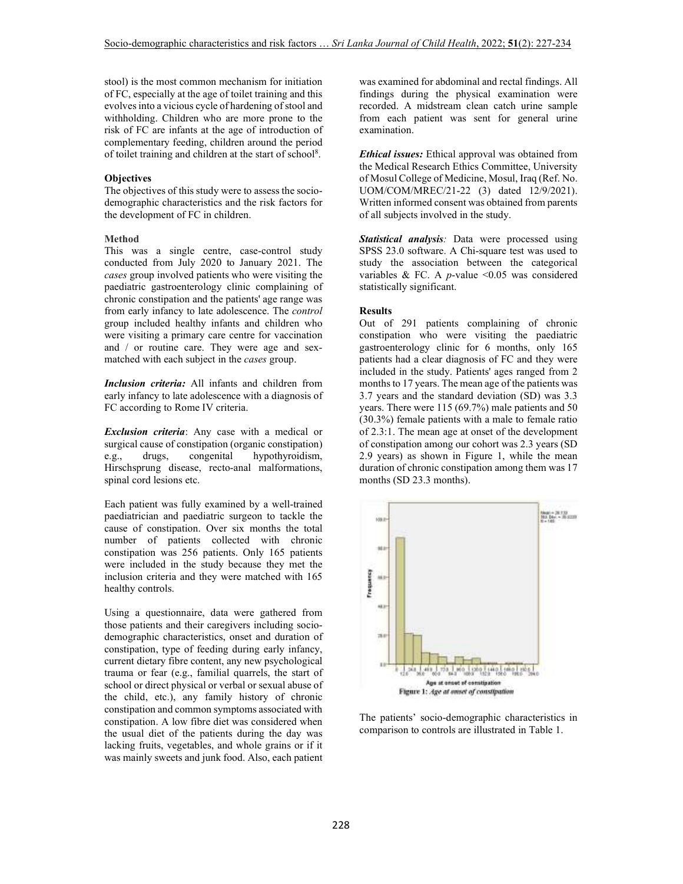stool) is the most common mechanism for initiation of FC, especially at the age of toilet training and this evolves into a vicious cycle of hardening of stool and withholding. Children who are more prone to the risk of FC are infants at the age of introduction of complementary feeding, children around the period of toilet training and children at the start of school[8].

## Objectives

The objectives of this study were to assess the socio-demographic characteristics and the risk factors for the development of FC in children.

## Method

This was a single centre, case-control study conducted from July 2020 to January 2021. The *cases* group involved patients who were visiting the paediatric gastroenterology clinic complaining of chronic constipation and the patients' age range was from early infancy to late adolescence. The *control* group included healthy infants and children who were visiting a primary care centre for vaccination and / or routine care. They were age and sex-matched with each subject in the *cases* group.

***Inclusion criteria:*** All infants and children from early infancy to late adolescence with a diagnosis of FC according to Rome IV criteria.

***Exclusion criteria***: Any case with a medical or surgical cause of constipation (organic constipation) e.g., drugs, congenital hypothyroidism, Hirschsprung disease, recto-anal malformations, spinal cord lesions etc.

Each patient was fully examined by a well-trained paediatrician and paediatric surgeon to tackle the cause of constipation. Over six months the total number of patients collected with chronic constipation was 256 patients. Only 165 patients were included in the study because they met the inclusion criteria and they were matched with 165 healthy controls.

Using a questionnaire, data were gathered from those patients and their caregivers including socio-demographic characteristics, onset and duration of constipation, type of feeding during early infancy, current dietary fibre content, any new psychological trauma or fear (e.g., familial quarrels, the start of school or direct physical or verbal or sexual abuse of the child, etc.), any family history of chronic constipation and common symptoms associated with constipation. A low fibre diet was considered when the usual diet of the patients during the day was lacking fruits, vegetables, and whole grains or if it was mainly sweets and junk food. Also, each patient was examined for abdominal and rectal findings. All findings during the physical examination were recorded. A midstream clean catch urine sample from each patient was sent for general urine examination.

***Ethical issues:*** Ethical approval was obtained from the Medical Research Ethics Committee, University of Mosul College of Medicine, Mosul, Iraq (Ref. No. UOM/COM/MREC/21-22 (3) dated 12/9/2021). Written informed consent was obtained from parents of all subjects involved in the study.

***Statistical analysis:*** Data were processed using SPSS 23.0 software. A Chi-square test was used to study the association between the categorical variables & FC. A $p$-value $<0.05$ was considered statistically significant.

## Results

Out of 291 patients complaining of chronic constipation who were visiting the paediatric gastroenterology clinic for 6 months, only 165 patients had a clear diagnosis of FC and they were included in the study. Patients' ages ranged from 2 months to 17 years. The mean age of the patients was 3.7 years and the standard deviation (SD) was 3.3 years. There were 115 (69.7%) male patients and 50 (30.3%) female patients with a male to female ratio of 2.3:1. The mean age at onset of the development of constipation among our cohort was 2.3 years (SD 2.9 years) as shown in Figure 1, while the mean duration of chronic constipation among them was 17 months (SD 23.3 months).

**Figure 1:** *Age at onset of constipation*

The patients' socio-demographic characteristics in comparison to controls are illustrated in Table 1.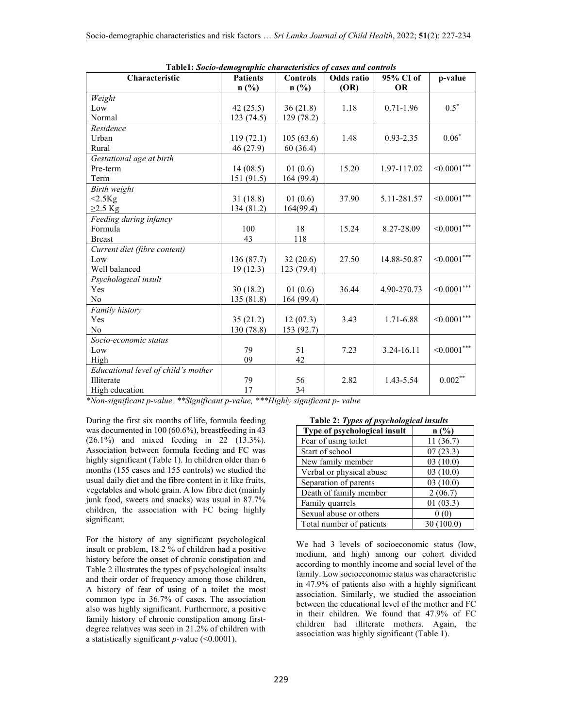**Table1: *Socio-demographic characteristics of cases and controls***

| Characteristic | Patients n (%) | Controls n (%) | Odds ratio (OR) | 95% CI of OR | p-value |
|---|---|---|---|---|---|
| *Weight* | | | | | |
| Low | 42 (25.5) | 36 (21.8) | 1.18 | 0.71-1.96 | 0.5* |
| Normal | 123 (74.5) | 129 (78.2) | | | |
| *Residence* | | | | | |
| Urban | 119 (72.1) | 105 (63.6) | 1.48 | 0.93-2.35 | 0.06* |
| Rural | 46 (27.9) | 60 (36.4) | | | |
| *Gestational age at birth* | | | | | |
| Pre-term | 14 (08.5) | 01 (0.6) | 15.20 | 1.97-117.02 | <0.0001*** |
| Term | 151 (91.5) | 164 (99.4) | | | |
| *Birth weight* | | | | | |
| <2.5Kg | 31 (18.8) | 01 (0.6) | 37.90 | 5.11-281.57 | <0.0001*** |
| ≥2.5 Kg | 134 (81.2) | 164(99.4) | | | |
| *Feeding during infancy* | | | | | |
| Formula | 100 | 18 | 15.24 | 8.27-28.09 | <0.0001*** |
| Breast | 43 | 118 | | | |
| *Current diet (fibre content)* | | | | | |
| Low | 136 (87.7) | 32 (20.6) | 27.50 | 14.88-50.87 | <0.0001*** |
| Well balanced | 19 (12.3) | 123 (79.4) | | | |
| *Psychological insult* | | | | | |
| Yes | 30 (18.2) | 01 (0.6) | 36.44 | 4.90-270.73 | <0.0001*** |
| No | 135 (81.8) | 164 (99.4) | | | |
| *Family history* | | | | | |
| Yes | 35 (21.2) | 12 (07.3) | 3.43 | 1.71-6.88 | <0.0001*** |
| No | 130 (78.8) | 153 (92.7) | | | |
| *Socio-economic status* | | | | | |
| Low | 79 | 51 | 7.23 | 3.24-16.11 | <0.0001*** |
| High | 09 | 42 | | | |
| *Educational level of child's mother* | | | | | |
| Illiterate | 79 | 56 | 2.82 | 1.43-5.54 | 0.002** |
| High education | 17 | 34 | | | |

*\*Non-significant p-value, \*\*Significant p-value, \*\*\*Highly significant p- value*

During the first six months of life, formula feeding was documented in 100 (60.6%), breastfeeding in 43 (26.1%) and mixed feeding in 22 (13.3%). Association between formula feeding and FC was highly significant (Table 1). In children older than 6 months (155 cases and 155 controls) we studied the usual daily diet and the fibre content in it like fruits, vegetables and whole grain. A low fibre diet (mainly junk food, sweets and snacks) was usual in 87.7% children, the association with FC being highly significant.

For the history of any significant psychological insult or problem, 18.2 % of children had a positive history before the onset of chronic constipation and Table 2 illustrates the types of psychological insults and their order of frequency among those children, A history of fear of using of a toilet the most common type in 36.7% of cases. The association also was highly significant. Furthermore, a positive family history of chronic constipation among first-degree relatives was seen in 21.2% of children with a statistically significant *p*-value (<0.0001).

**Table 2: *Types of psychological insults***

| Type of psychological insult | n (%) |
|---|---|
| Fear of using toilet | 11 (36.7) |
| Start of school | 07 (23.3) |
| New family member | 03 (10.0) |
| Verbal or physical abuse | 03 (10.0) |
| Separation of parents | 03 (10.0) |
| Death of family member | 2 (06.7) |
| Family quarrels | 01 (03.3) |
| Sexual abuse or others | 0 (0) |
| Total number of patients | 30 (100.0) |

We had 3 levels of socioeconomic status (low, medium, and high) among our cohort divided according to monthly income and social level of the family. Low socioeconomic status was characteristic in 47.9% of patients also with a highly significant association. Similarly, we studied the association between the educational level of the mother and FC in their children. We found that 47.9% of FC children had illiterate mothers. Again, the association was highly significant (Table 1).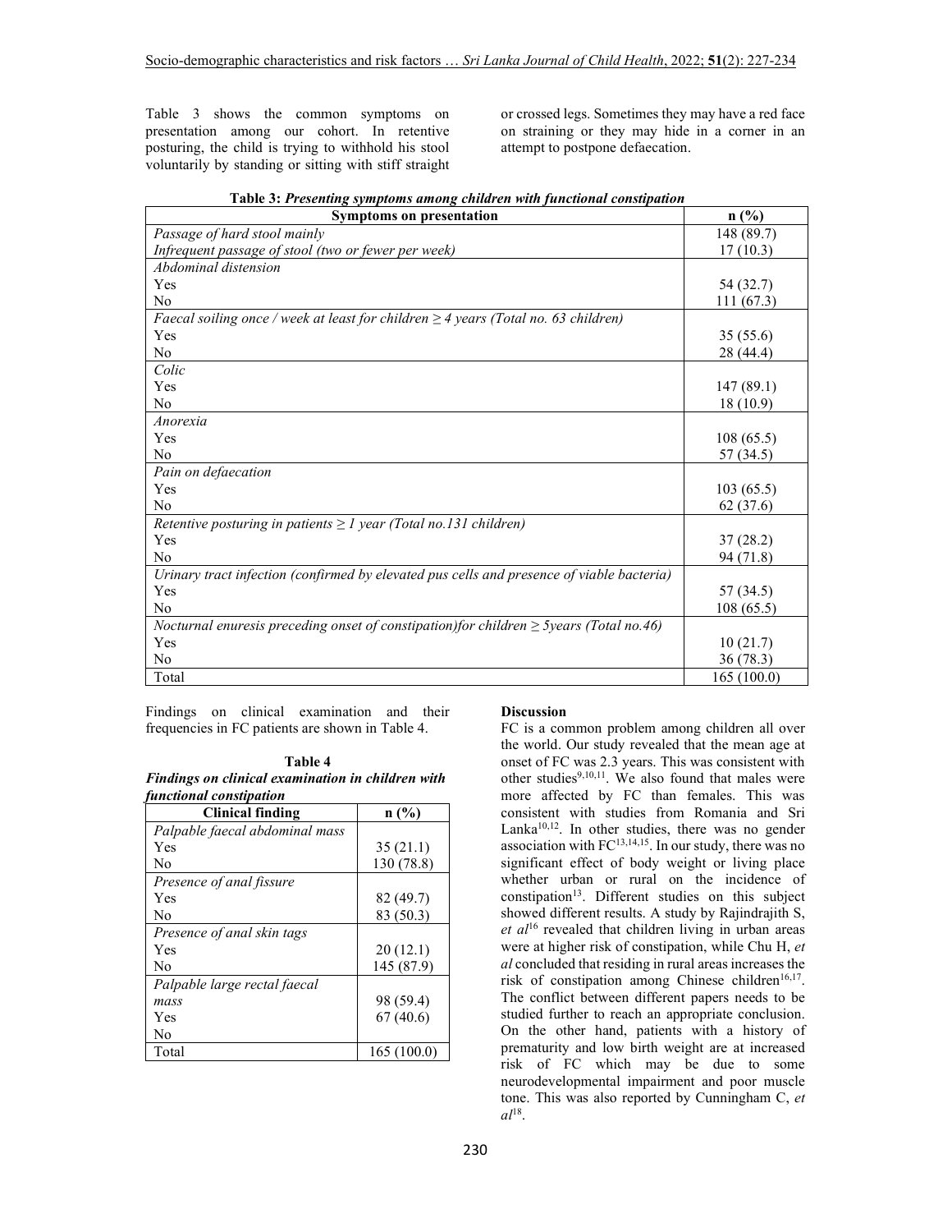Table 3 shows the common symptoms on presentation among our cohort. In retentive posturing, the child is trying to withhold his stool voluntarily by standing or sitting with stiff straight or crossed legs. Sometimes they may have a red face on straining or they may hide in a corner in an attempt to postpone defaecation.

**Table 3: *Presenting symptoms among children with functional constipation***

| Symptoms on presentation | n (%) |
|---|---|
| *Passage of hard stool mainly* | 148 (89.7) |
| *Infrequent passage of stool (two or fewer per week)* | 17 (10.3) |
| *Abdominal distension* | |
| Yes | 54 (32.7) |
| No | 111 (67.3) |
| *Faecal soiling once / week at least for children ≥ 4 years (Total no. 63 children)* | |
| Yes | 35 (55.6) |
| No | 28 (44.4) |
| *Colic* | |
| Yes | 147 (89.1) |
| No | 18 (10.9) |
| *Anorexia* | |
| Yes | 108 (65.5) |
| No | 57 (34.5) |
| *Pain on defaecation* | |
| Yes | 103 (65.5) |
| No | 62 (37.6) |
| *Retentive posturing in patients ≥ 1 year (Total no.131 children)* | |
| Yes | 37 (28.2) |
| No | 94 (71.8) |
| *Urinary tract infection (confirmed by elevated pus cells and presence of viable bacteria)* | |
| Yes | 57 (34.5) |
| No | 108 (65.5) |
| *Nocturnal enuresis preceding onset of constipation)for children ≥ 5years (Total no.46)* | |
| Yes | 10 (21.7) |
| No | 36 (78.3) |
| Total | 165 (100.0) |

Findings on clinical examination and their frequencies in FC patients are shown in Table 4.

**Table 4**
***Findings on clinical examination in children with functional constipation***

| Clinical finding | n (%) |
|---|---|
| *Palpable faecal abdominal mass* | |
| Yes | 35 (21.1) |
| No | 130 (78.8) |
| *Presence of anal fissure* | |
| Yes | 82 (49.7) |
| No | 83 (50.3) |
| *Presence of anal skin tags* | |
| Yes | 20 (12.1) |
| No | 145 (87.9) |
| *Palpable large rectal faecal mass* | |
| Yes | 98 (59.4) |
| No | 67 (40.6) |
| Total | 165 (100.0) |

**Discussion**

FC is a common problem among children all over the world. Our study revealed that the mean age at onset of FC was 2.3 years. This was consistent with other studies[9,10,11]. We also found that males were more affected by FC than females. This was consistent with studies from Romania and Sri Lanka[10,12]. In other studies, there was no gender association with FC[13,14,15]. In our study, there was no significant effect of body weight or living place whether urban or rural on the incidence of constipation[13]. Different studies on this subject showed different results. A study by Rajindrajith S, *et al*[16] revealed that children living in urban areas were at higher risk of constipation, while Chu H, *et al* concluded that residing in rural areas increases the risk of constipation among Chinese children[16,17]. The conflict between different papers needs to be studied further to reach an appropriate conclusion. On the other hand, patients with a history of prematurity and low birth weight are at increased risk of FC which may be due to some neurodevelopmental impairment and poor muscle tone. This was also reported by Cunningham C, *et al*[18].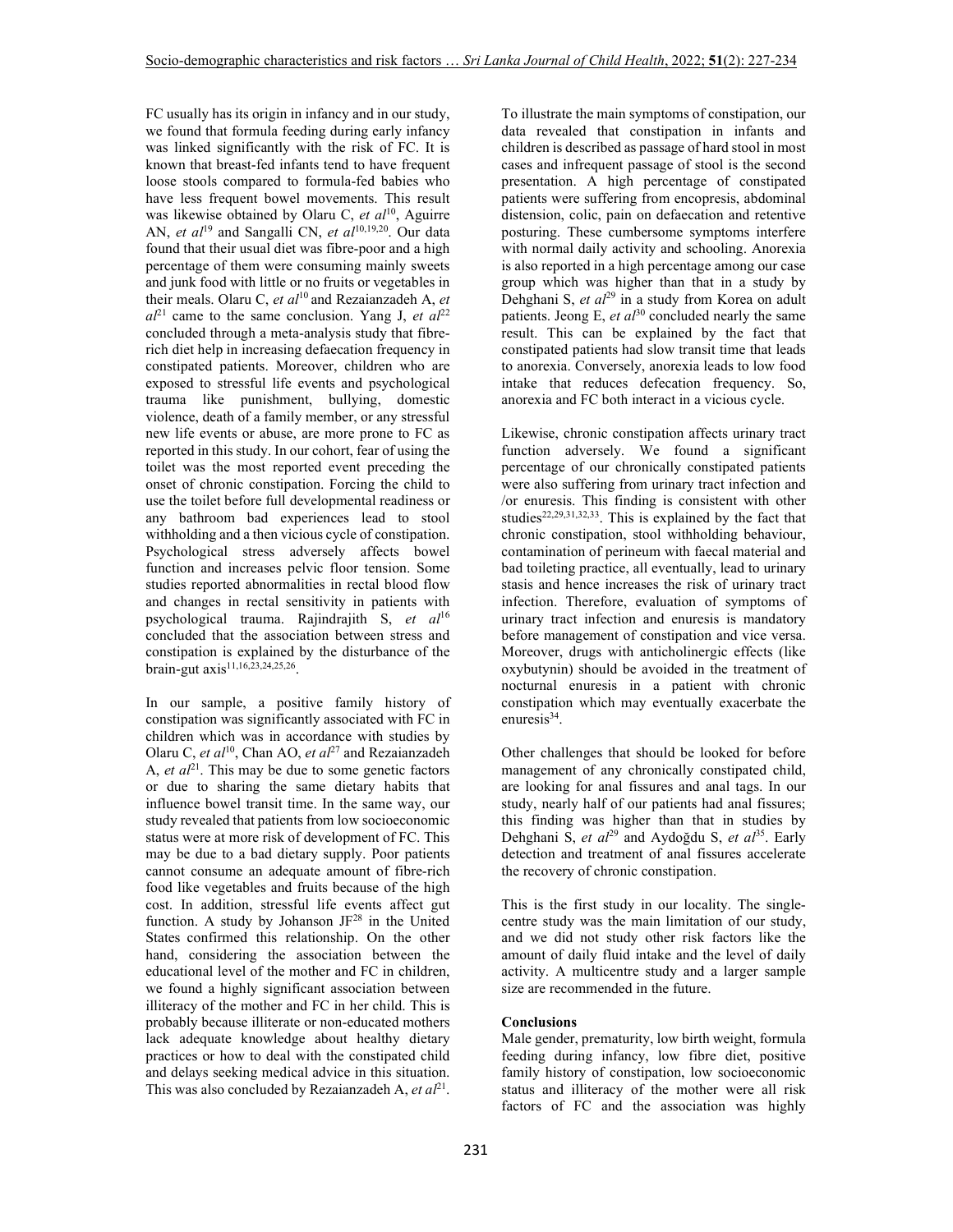FC usually has its origin in infancy and in our study, we found that formula feeding during early infancy was linked significantly with the risk of FC. It is known that breast-fed infants tend to have frequent loose stools compared to formula-fed babies who have less frequent bowel movements. This result was likewise obtained by Olaru C, *et al*[10], Aguirre AN, *et al*[19] and Sangalli CN, *et al*[10,19,20]. Our data found that their usual diet was fibre-poor and a high percentage of them were consuming mainly sweets and junk food with little or no fruits or vegetables in their meals. Olaru C, *et al*[10] and Rezaianzadeh A, *et al*[21] came to the same conclusion. Yang J, *et al*[22] concluded through a meta-analysis study that fibre-rich diet help in increasing defaecation frequency in constipated patients. Moreover, children who are exposed to stressful life events and psychological trauma like punishment, bullying, domestic violence, death of a family member, or any stressful new life events or abuse, are more prone to FC as reported in this study. In our cohort, fear of using the toilet was the most reported event preceding the onset of chronic constipation. Forcing the child to use the toilet before full developmental readiness or any bathroom bad experiences lead to stool withholding and a then vicious cycle of constipation. Psychological stress adversely affects bowel function and increases pelvic floor tension. Some studies reported abnormalities in rectal blood flow and changes in rectal sensitivity in patients with psychological trauma. Rajindrajith S, *et al*[16] concluded that the association between stress and constipation is explained by the disturbance of the brain-gut axis[11,16,23,24,25,26].

In our sample, a positive family history of constipation was significantly associated with FC in children which was in accordance with studies by Olaru C, *et al*[10], Chan AO, *et al*[27] and Rezaianzadeh A, *et al*[21]. This may be due to some genetic factors or due to sharing the same dietary habits that influence bowel transit time. In the same way, our study revealed that patients from low socioeconomic status were at more risk of development of FC. This may be due to a bad dietary supply. Poor patients cannot consume an adequate amount of fibre-rich food like vegetables and fruits because of the high cost. In addition, stressful life events affect gut function. A study by Johanson JF[28] in the United States confirmed this relationship. On the other hand, considering the association between the educational level of the mother and FC in children, we found a highly significant association between illiteracy of the mother and FC in her child. This is probably because illiterate or non-educated mothers lack adequate knowledge about healthy dietary practices or how to deal with the constipated child and delays seeking medical advice in this situation. This was also concluded by Rezaianzadeh A, *et al*[21].

To illustrate the main symptoms of constipation, our data revealed that constipation in infants and children is described as passage of hard stool in most cases and infrequent passage of stool is the second presentation. A high percentage of constipated patients were suffering from encopresis, abdominal distension, colic, pain on defaecation and retentive posturing. These cumbersome symptoms interfere with normal daily activity and schooling. Anorexia is also reported in a high percentage among our case group which was higher than that in a study by Dehghani S, *et al*[29] in a study from Korea on adult patients. Jeong E, *et al*[30] concluded nearly the same result. This can be explained by the fact that constipated patients had slow transit time that leads to anorexia. Conversely, anorexia leads to low food intake that reduces defecation frequency. So, anorexia and FC both interact in a vicious cycle.

Likewise, chronic constipation affects urinary tract function adversely. We found a significant percentage of our chronically constipated patients were also suffering from urinary tract infection and /or enuresis. This finding is consistent with other studies[22,29,31,32,33]. This is explained by the fact that chronic constipation, stool withholding behaviour, contamination of perineum with faecal material and bad toileting practice, all eventually, lead to urinary stasis and hence increases the risk of urinary tract infection. Therefore, evaluation of symptoms of urinary tract infection and enuresis is mandatory before management of constipation and vice versa. Moreover, drugs with anticholinergic effects (like oxybutynin) should be avoided in the treatment of nocturnal enuresis in a patient with chronic constipation which may eventually exacerbate the enuresis[34].

Other challenges that should be looked for before management of any chronically constipated child, are looking for anal fissures and anal tags. In our study, nearly half of our patients had anal fissures; this finding was higher than that in studies by Dehghani S, *et al*[29] and Aydoğdu S, *et al*[35]. Early detection and treatment of anal fissures accelerate the recovery of chronic constipation.

This is the first study in our locality. The single-centre study was the main limitation of our study, and we did not study other risk factors like the amount of daily fluid intake and the level of daily activity. A multicentre study and a larger sample size are recommended in the future.

**Conclusions**

Male gender, prematurity, low birth weight, formula feeding during infancy, low fibre diet, positive family history of constipation, low socioeconomic status and illiteracy of the mother were all risk factors of FC and the association was highly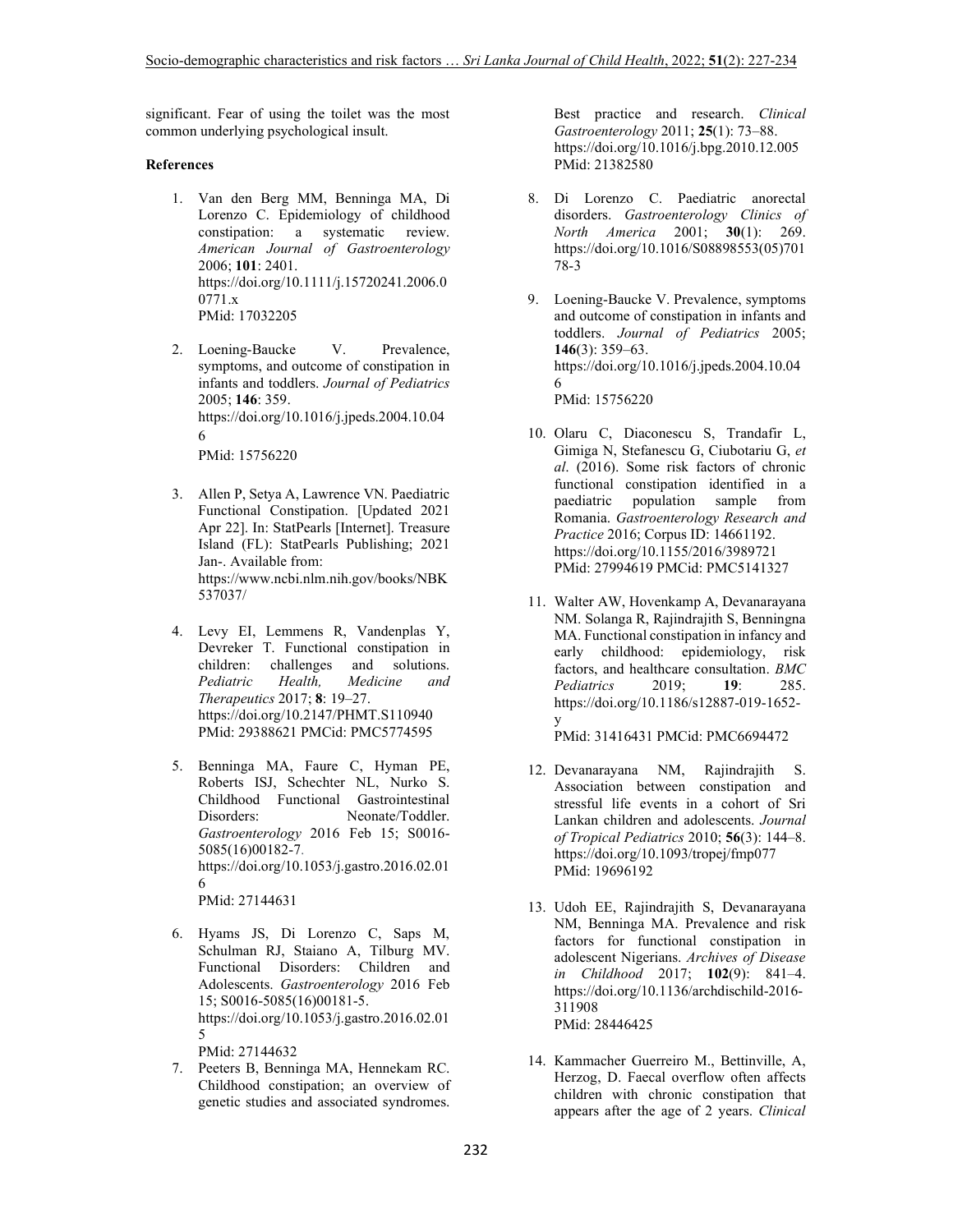significant. Fear of using the toilet was the most common underlying psychological insult.

**References**

1. Van den Berg MM, Benninga MA, Di Lorenzo C. Epidemiology of childhood constipation: a systematic review. *American Journal of Gastroenterology* 2006; **101**: 2401. https://doi.org/10.1111/j.15720241.2006.00771.x PMid: 17032205

2. Loening-Baucke V. Prevalence, symptoms, and outcome of constipation in infants and toddlers. *Journal of Pediatrics* 2005; **146**: 359. https://doi.org/10.1016/j.jpeds.2004.10.046 PMid: 15756220

3. Allen P, Setya A, Lawrence VN. Paediatric Functional Constipation. [Updated 2021 Apr 22]. In: StatPearls [Internet]. Treasure Island (FL): StatPearls Publishing; 2021 Jan-. Available from: https://www.ncbi.nlm.nih.gov/books/NBK537037/

4. Levy EI, Lemmens R, Vandenplas Y, Devreker T. Functional constipation in children: challenges and solutions. *Pediatric Health, Medicine and Therapeutics* 2017; **8**: 19–27. https://doi.org/10.2147/PHMT.S110940 PMid: 29388621 PMCid: PMC5774595

5. Benninga MA, Faure C, Hyman PE, Roberts ISJ, Schechter NL, Nurko S. Childhood Functional Gastrointestinal Disorders: Neonate/Toddler. *Gastroenterology* 2016 Feb 15; S0016-5085(16)00182-7. https://doi.org/10.1053/j.gastro.2016.02.016 PMid: 27144631

6. Hyams JS, Di Lorenzo C, Saps M, Schulman RJ, Staiano A, Tilburg MV. Functional Disorders: Children and Adolescents. *Gastroenterology* 2016 Feb 15; S0016-5085(16)00181-5. https://doi.org/10.1053/j.gastro.2016.02.015 PMid: 27144632

7. Peeters B, Benninga MA, Hennekam RC. Childhood constipation; an overview of genetic studies and associated syndromes. Best practice and research. *Clinical Gastroenterology* 2011; **25**(1): 73–88. https://doi.org/10.1016/j.bpg.2010.12.005 PMid: 21382580

8. Di Lorenzo C. Paediatric anorectal disorders. *Gastroenterology Clinics of North America* 2001; **30**(1): 269. https://doi.org/10.1016/S08898553(05)70178-3

9. Loening-Baucke V. Prevalence, symptoms and outcome of constipation in infants and toddlers. *Journal of Pediatrics* 2005; **146**(3): 359–63. https://doi.org/10.1016/j.jpeds.2004.10.046 PMid: 15756220

10. Olaru C, Diaconescu S, Trandafir L, Gimiga N, Stefanescu G, Ciubotariu G, *et al*. (2016). Some risk factors of chronic functional constipation identified in a paediatric population sample from Romania. *Gastroenterology Research and Practice* 2016; Corpus ID: 14661192. https://doi.org/10.1155/2016/3989721 PMid: 27994619 PMCid: PMC5141327

11. Walter AW, Hovenkamp A, Devanarayana NM. Solanga R, Rajindrajith S, Benningna MA. Functional constipation in infancy and early childhood: epidemiology, risk factors, and healthcare consultation. *BMC Pediatrics* 2019; **19**: 285. https://doi.org/10.1186/s12887-019-1652-y PMid: 31416431 PMCid: PMC6694472

12. Devanarayana NM, Rajindrajith S. Association between constipation and stressful life events in a cohort of Sri Lankan children and adolescents. *Journal of Tropical Pediatrics* 2010; **56**(3): 144–8. https://doi.org/10.1093/tropej/fmp077 PMid: 19696192

13. Udoh EE, Rajindrajith S, Devanarayana NM, Benninga MA. Prevalence and risk factors for functional constipation in adolescent Nigerians. *Archives of Disease in Childhood* 2017; **102**(9): 841–4. https://doi.org/10.1136/archdischild-2016-311908 PMid: 28446425

14. Kammacher Guerreiro M., Bettinville, A, Herzog, D. Faecal overflow often affects children with chronic constipation that appears after the age of 2 years. *Clinical*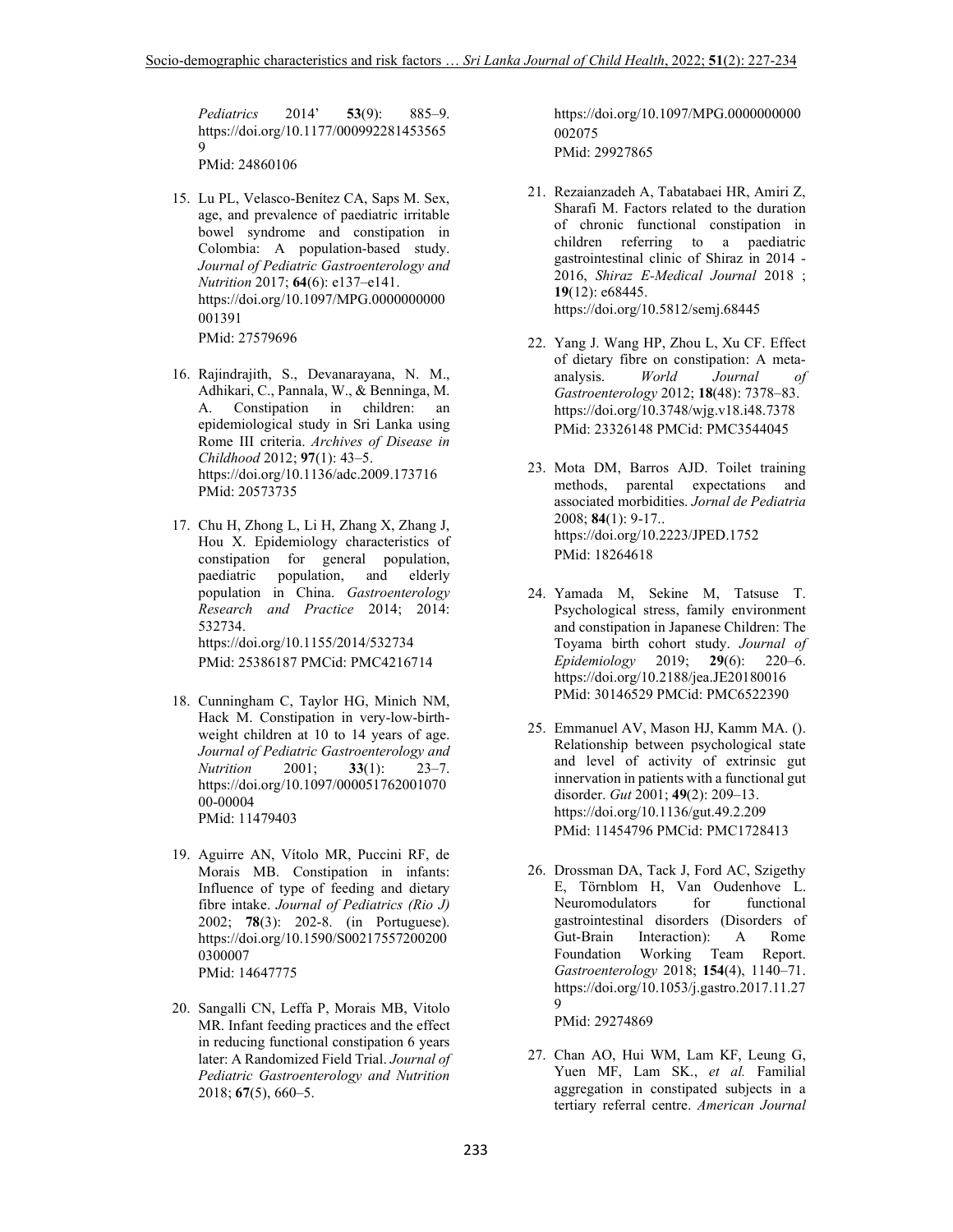*Pediatrics* 2014' **53**(9): 885–9. https://doi.org/10.1177/0009922814535659
PMid: 24860106

15. Lu PL, Velasco-Benítez CA, Saps M. Sex, age, and prevalence of paediatric irritable bowel syndrome and constipation in Colombia: A population-based study. *Journal of Pediatric Gastroenterology and Nutrition* 2017; **64**(6): e137–e141. https://doi.org/10.1097/MPG.0000000000001391
PMid: 27579696

16. Rajindrajith, S., Devanarayana, N. M., Adhikari, C., Pannala, W., & Benninga, M. A. Constipation in children: an epidemiological study in Sri Lanka using Rome III criteria. *Archives of Disease in Childhood* 2012; **97**(1): 43–5. https://doi.org/10.1136/adc.2009.173716
PMid: 20573735

17. Chu H, Zhong L, Li H, Zhang X, Zhang J, Hou X. Epidemiology characteristics of constipation for general population, paediatric population, and elderly population in China. *Gastroenterology Research and Practice* 2014; 2014: 532734.
https://doi.org/10.1155/2014/532734
PMid: 25386187 PMCid: PMC4216714

18. Cunningham C, Taylor HG, Minich NM, Hack M. Constipation in very-low-birth-weight children at 10 to 14 years of age. *Journal of Pediatric Gastroenterology and Nutrition* 2001; **33**(1): 23–7. https://doi.org/10.1097/00005176-200107000-00004
PMid: 11479403

19. Aguirre AN, Vítolo MR, Puccini RF, de Morais MB. Constipation in infants: Influence of type of feeding and dietary fibre intake. *Journal of Pediatrics (Rio J)* 2002; **78**(3): 202-8. (in Portuguese). https://doi.org/10.1590/S0021-75572002000300007
PMid: 14647775

20. Sangalli CN, Leffa P, Morais MB, Vitolo MR. Infant feeding practices and the effect in reducing functional constipation 6 years later: A Randomized Field Trial. *Journal of Pediatric Gastroenterology and Nutrition* 2018; **67**(5), 660–5.
https://doi.org/10.1097/MPG.0000000000002075
PMid: 29927865

21. Rezaianzadeh A, Tabatabaei HR, Amiri Z, Sharafi M. Factors related to the duration of chronic functional constipation in children referring to a paediatric gastrointestinal clinic of Shiraz in 2014 - 2016, *Shiraz E-Medical Journal* 2018 ; **19**(12): e68445.
https://doi.org/10.5812/semj.68445

22. Yang J. Wang HP, Zhou L, Xu CF. Effect of dietary fibre on constipation: A meta-analysis. *World Journal of Gastroenterology* 2012; **18**(48): 7378–83. https://doi.org/10.3748/wjg.v18.i48.7378
PMid: 23326148 PMCid: PMC3544045

23. Mota DM, Barros AJD. Toilet training methods, parental expectations and associated morbidities. *Jornal de Pediatria* 2008; **84**(1): 9-17..
https://doi.org/10.2223/JPED.1752
PMid: 18264618

24. Yamada M, Sekine M, Tatsuse T. Psychological stress, family environment and constipation in Japanese Children: The Toyama birth cohort study. *Journal of Epidemiology* 2019; **29**(6): 220–6. https://doi.org/10.2188/jea.JE20180016
PMid: 30146529 PMCid: PMC6522390

25. Emmanuel AV, Mason HJ, Kamm MA. (). Relationship between psychological state and level of activity of extrinsic gut innervation in patients with a functional gut disorder. *Gut* 2001; **49**(2): 209–13. https://doi.org/10.1136/gut.49.2.209
PMid: 11454796 PMCid: PMC1728413

26. Drossman DA, Tack J, Ford AC, Szigethy E, Törnblom H, Van Oudenhove L. Neuromodulators for functional gastrointestinal disorders (Disorders of Gut-Brain Interaction): A Rome Foundation Working Team Report. *Gastroenterology* 2018; **154**(4), 1140–71. https://doi.org/10.1053/j.gastro.2017.11.279
PMid: 29274869

27. Chan AO, Hui WM, Lam KF, Leung G, Yuen MF, Lam SK., *et al.* Familial aggregation in constipated subjects in a tertiary referral centre. *American Journal*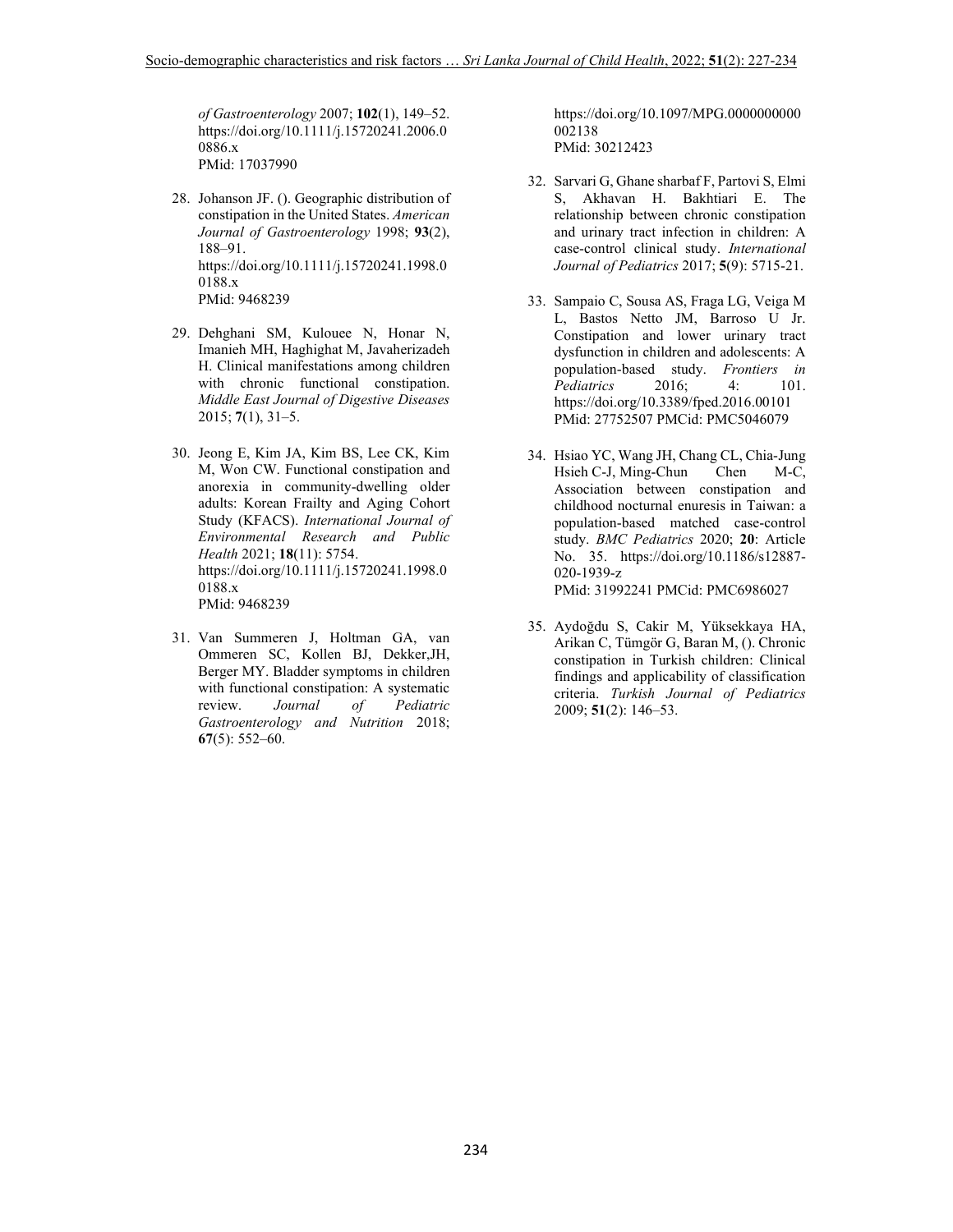*of Gastroenterology* 2007; **102**(1), 149–52. https://doi.org/10.1111/j.15720241.2006.00886.x
PMid: 17037990

28. Johanson JF. (). Geographic distribution of constipation in the United States. *American Journal of Gastroenterology* 1998; **93**(2), 188–91.
https://doi.org/10.1111/j.15720241.1998.00188.x
PMid: 9468239

29. Dehghani SM, Kulouee N, Honar N, Imanieh MH, Haghighat M, Javaherizadeh H. Clinical manifestations among children with chronic functional constipation. *Middle East Journal of Digestive Diseases* 2015; **7**(1), 31–5.

30. Jeong E, Kim JA, Kim BS, Lee CK, Kim M, Won CW. Functional constipation and anorexia in community-dwelling older adults: Korean Frailty and Aging Cohort Study (KFACS). *International Journal of Environmental Research and Public Health* 2021; **18**(11): 5754.
https://doi.org/10.1111/j.15720241.1998.00188.x
PMid: 9468239

31. Van Summeren J, Holtman GA, van Ommeren SC, Kollen BJ, Dekker,JH, Berger MY. Bladder symptoms in children with functional constipation: A systematic review. *Journal of Pediatric Gastroenterology and Nutrition* 2018; **67**(5): 552–60.
https://doi.org/10.1097/MPG.0000000000002138
PMid: 30212423

32. Sarvari G, Ghane sharbaf F, Partovi S, Elmi S, Akhavan H. Bakhtiari E. The relationship between chronic constipation and urinary tract infection in children: A case-control clinical study. *International Journal of Pediatrics* 2017; **5**(9): 5715-21.

33. Sampaio C, Sousa AS, Fraga LG, Veiga M L, Bastos Netto JM, Barroso U Jr. Constipation and lower urinary tract dysfunction in children and adolescents: A population-based study. *Frontiers in Pediatrics* 2016; 4: 101.
https://doi.org/10.3389/fped.2016.00101
PMid: 27752507 PMCid: PMC5046079

34. Hsiao YC, Wang JH, Chang CL, Chia-Jung Hsieh C-J, Ming-Chun Chen M-C, Association between constipation and childhood nocturnal enuresis in Taiwan: a population-based matched case-control study. *BMC Pediatrics* 2020; **20**: Article No. 35. https://doi.org/10.1186/s12887-020-1939-z
PMid: 31992241 PMCid: PMC6986027

35. Aydoğdu S, Cakir M, Yüksekkaya HA, Arikan C, Tümgör G, Baran M, (). Chronic constipation in Turkish children: Clinical findings and applicability of classification criteria. *Turkish Journal of Pediatrics* 2009; **51**(2): 146–53.